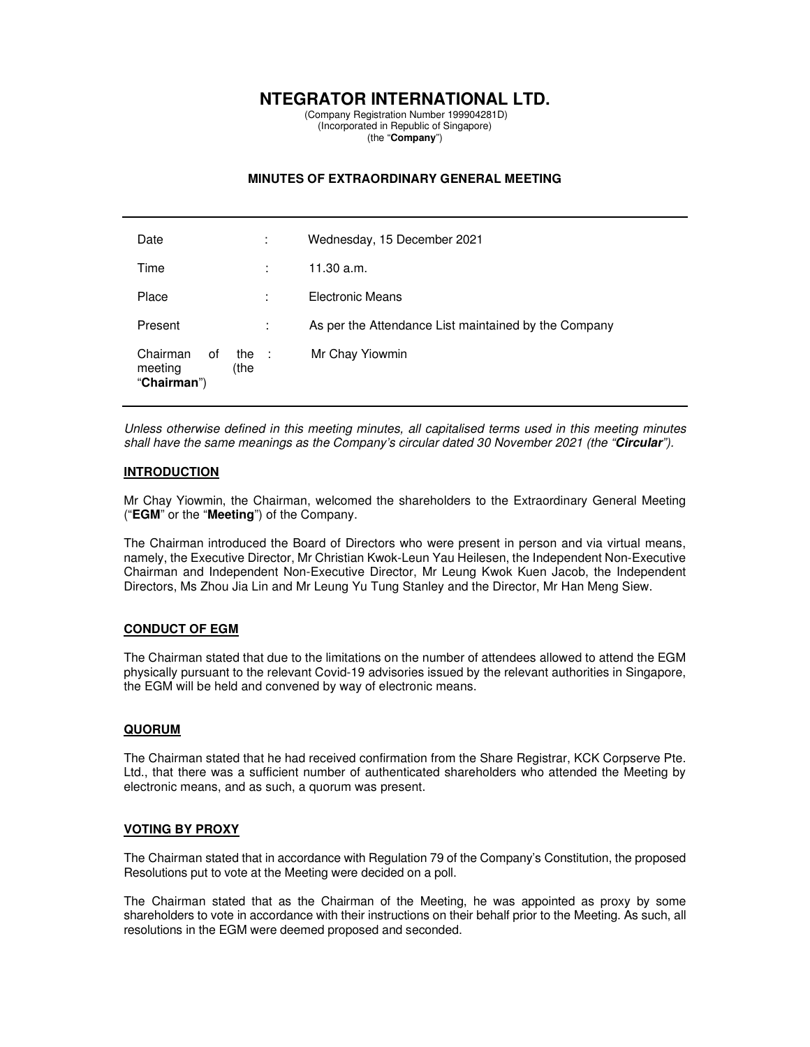# NTEGRATOR INTERNATIONAL LTD.

(Company Registration Number 199904281D)
(Incorporated in Republic of Singapore)
(the "**Company**")

## MINUTES OF EXTRAORDINARY GENERAL MEETING

| | | |
|---|---|---|
| Date | : | Wednesday, 15 December 2021 |
| Time | : | 11.30 a.m. |
| Place | : | Electronic Means |
| Present | : | As per the Attendance List maintained by the Company |
| Chairman of the meeting (the "**Chairman**") | : | Mr Chay Yiowmin |

*Unless otherwise defined in this meeting minutes, all capitalised terms used in this meeting minutes shall have the same meanings as the Company's circular dated 30 November 2021 (the "**Circular**").*

### INTRODUCTION

Mr Chay Yiowmin, the Chairman, welcomed the shareholders to the Extraordinary General Meeting ("**EGM**" or the "**Meeting**") of the Company.

The Chairman introduced the Board of Directors who were present in person and via virtual means, namely, the Executive Director, Mr Christian Kwok-Leun Yau Heilesen, the Independent Non-Executive Chairman and Independent Non-Executive Director, Mr Leung Kwok Kuen Jacob, the Independent Directors, Ms Zhou Jia Lin and Mr Leung Yu Tung Stanley and the Director, Mr Han Meng Siew.

### CONDUCT OF EGM

The Chairman stated that due to the limitations on the number of attendees allowed to attend the EGM physically pursuant to the relevant Covid-19 advisories issued by the relevant authorities in Singapore, the EGM will be held and convened by way of electronic means.

### QUORUM

The Chairman stated that he had received confirmation from the Share Registrar, KCK Corpserve Pte. Ltd., that there was a sufficient number of authenticated shareholders who attended the Meeting by electronic means, and as such, a quorum was present.

### VOTING BY PROXY

The Chairman stated that in accordance with Regulation 79 of the Company's Constitution, the proposed Resolutions put to vote at the Meeting were decided on a poll.

The Chairman stated that as the Chairman of the Meeting, he was appointed as proxy by some shareholders to vote in accordance with their instructions on their behalf prior to the Meeting. As such, all resolutions in the EGM were deemed proposed and seconded.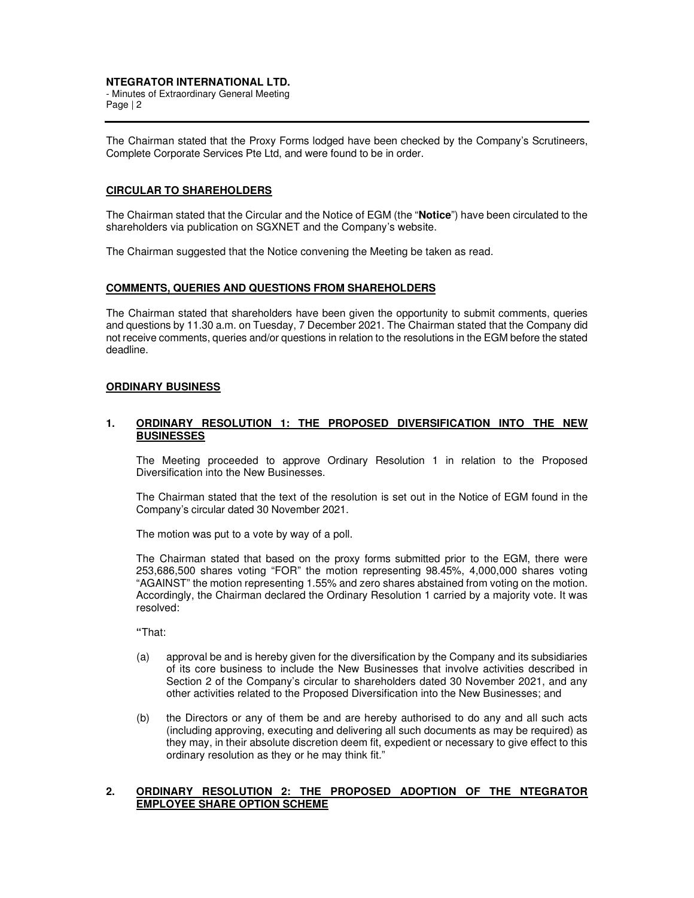The Chairman stated that the Proxy Forms lodged have been checked by the Company's Scrutineers, Complete Corporate Services Pte Ltd, and were found to be in order.

## CIRCULAR TO SHAREHOLDERS

The Chairman stated that the Circular and the Notice of EGM (the "**Notice**") have been circulated to the shareholders via publication on SGXNET and the Company's website.

The Chairman suggested that the Notice convening the Meeting be taken as read.

## COMMENTS, QUERIES AND QUESTIONS FROM SHAREHOLDERS

The Chairman stated that shareholders have been given the opportunity to submit comments, queries and questions by 11.30 a.m. on Tuesday, 7 December 2021. The Chairman stated that the Company did not receive comments, queries and/or questions in relation to the resolutions in the EGM before the stated deadline.

## ORDINARY BUSINESS

### 1. ORDINARY RESOLUTION 1: THE PROPOSED DIVERSIFICATION INTO THE NEW BUSINESSES

The Meeting proceeded to approve Ordinary Resolution 1 in relation to the Proposed Diversification into the New Businesses.

The Chairman stated that the text of the resolution is set out in the Notice of EGM found in the Company's circular dated 30 November 2021.

The motion was put to a vote by way of a poll.

The Chairman stated that based on the proxy forms submitted prior to the EGM, there were 253,686,500 shares voting "FOR" the motion representing 98.45%, 4,000,000 shares voting "AGAINST" the motion representing 1.55% and zero shares abstained from voting on the motion. Accordingly, the Chairman declared the Ordinary Resolution 1 carried by a majority vote. It was resolved:

"That:

(a) approval be and is hereby given for the diversification by the Company and its subsidiaries of its core business to include the New Businesses that involve activities described in Section 2 of the Company's circular to shareholders dated 30 November 2021, and any other activities related to the Proposed Diversification into the New Businesses; and

(b) the Directors or any of them be and are hereby authorised to do any and all such acts (including approving, executing and delivering all such documents as may be required) as they may, in their absolute discretion deem fit, expedient or necessary to give effect to this ordinary resolution as they or he may think fit."

### 2. ORDINARY RESOLUTION 2: THE PROPOSED ADOPTION OF THE NTEGRATOR EMPLOYEE SHARE OPTION SCHEME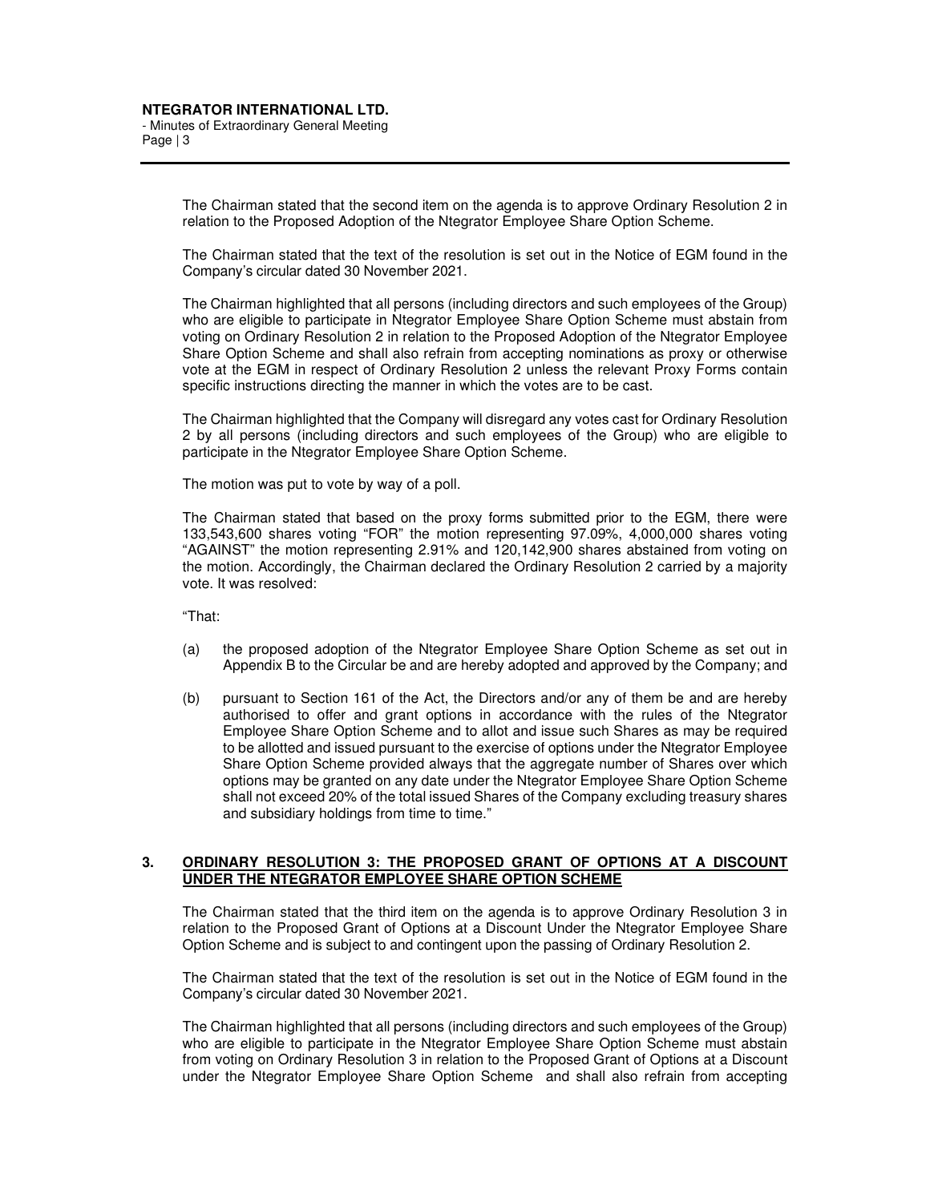The Chairman stated that the second item on the agenda is to approve Ordinary Resolution 2 in relation to the Proposed Adoption of the Ntegrator Employee Share Option Scheme.

The Chairman stated that the text of the resolution is set out in the Notice of EGM found in the Company's circular dated 30 November 2021.

The Chairman highlighted that all persons (including directors and such employees of the Group) who are eligible to participate in Ntegrator Employee Share Option Scheme must abstain from voting on Ordinary Resolution 2 in relation to the Proposed Adoption of the Ntegrator Employee Share Option Scheme and shall also refrain from accepting nominations as proxy or otherwise vote at the EGM in respect of Ordinary Resolution 2 unless the relevant Proxy Forms contain specific instructions directing the manner in which the votes are to be cast.

The Chairman highlighted that the Company will disregard any votes cast for Ordinary Resolution 2 by all persons (including directors and such employees of the Group) who are eligible to participate in the Ntegrator Employee Share Option Scheme.

The motion was put to vote by way of a poll.

The Chairman stated that based on the proxy forms submitted prior to the EGM, there were 133,543,600 shares voting "FOR" the motion representing 97.09%, 4,000,000 shares voting "AGAINST" the motion representing 2.91% and 120,142,900 shares abstained from voting on the motion. Accordingly, the Chairman declared the Ordinary Resolution 2 carried by a majority vote. It was resolved:

"That:

(a) the proposed adoption of the Ntegrator Employee Share Option Scheme as set out in Appendix B to the Circular be and are hereby adopted and approved by the Company; and

(b) pursuant to Section 161 of the Act, the Directors and/or any of them be and are hereby authorised to offer and grant options in accordance with the rules of the Ntegrator Employee Share Option Scheme and to allot and issue such Shares as may be required to be allotted and issued pursuant to the exercise of options under the Ntegrator Employee Share Option Scheme provided always that the aggregate number of Shares over which options may be granted on any date under the Ntegrator Employee Share Option Scheme shall not exceed 20% of the total issued Shares of the Company excluding treasury shares and subsidiary holdings from time to time."

## 3. ORDINARY RESOLUTION 3: THE PROPOSED GRANT OF OPTIONS AT A DISCOUNT UNDER THE NTEGRATOR EMPLOYEE SHARE OPTION SCHEME

The Chairman stated that the third item on the agenda is to approve Ordinary Resolution 3 in relation to the Proposed Grant of Options at a Discount Under the Ntegrator Employee Share Option Scheme and is subject to and contingent upon the passing of Ordinary Resolution 2.

The Chairman stated that the text of the resolution is set out in the Notice of EGM found in the Company's circular dated 30 November 2021.

The Chairman highlighted that all persons (including directors and such employees of the Group) who are eligible to participate in the Ntegrator Employee Share Option Scheme must abstain from voting on Ordinary Resolution 3 in relation to the Proposed Grant of Options at a Discount under the Ntegrator Employee Share Option Scheme and shall also refrain from accepting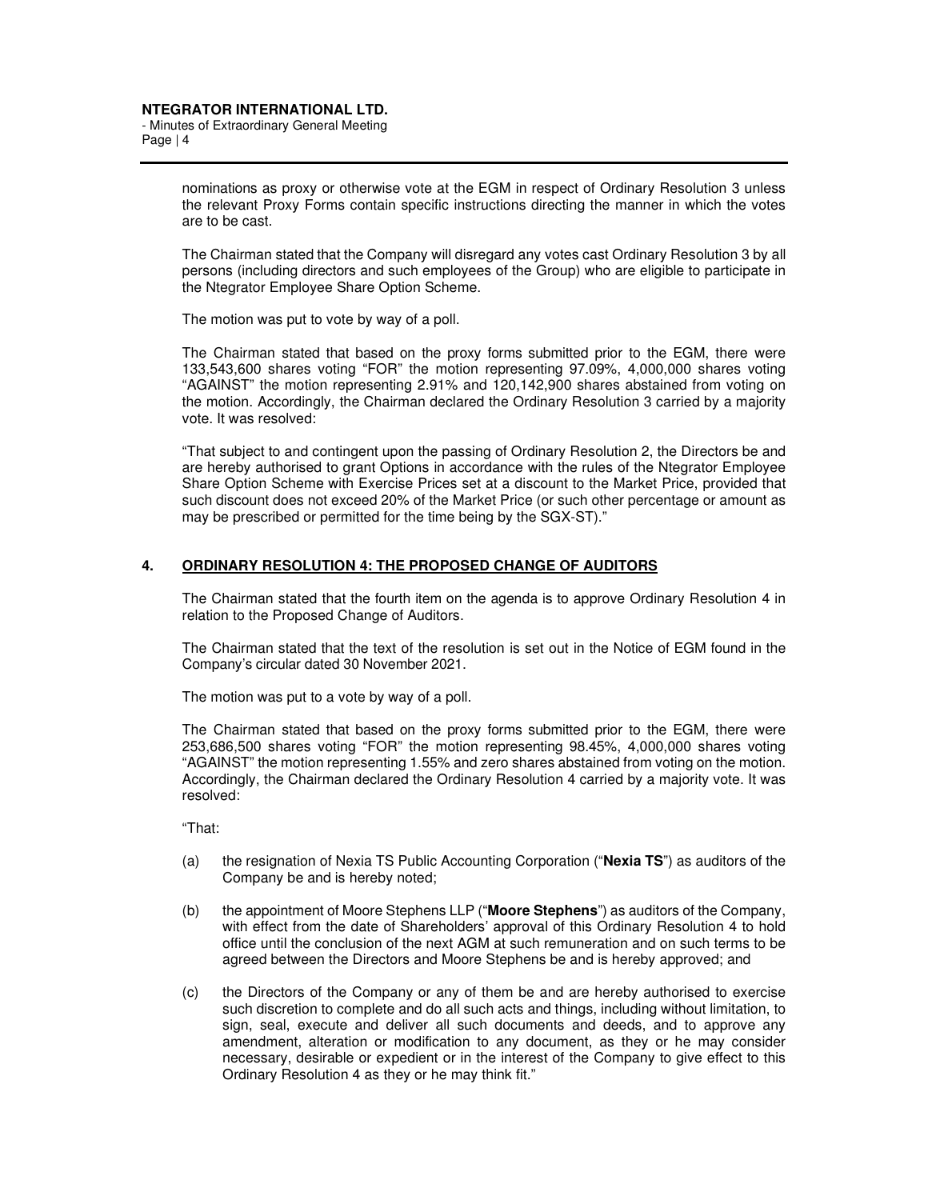nominations as proxy or otherwise vote at the EGM in respect of Ordinary Resolution 3 unless the relevant Proxy Forms contain specific instructions directing the manner in which the votes are to be cast.

The Chairman stated that the Company will disregard any votes cast Ordinary Resolution 3 by all persons (including directors and such employees of the Group) who are eligible to participate in the Ntegrator Employee Share Option Scheme.

The motion was put to vote by way of a poll.

The Chairman stated that based on the proxy forms submitted prior to the EGM, there were 133,543,600 shares voting "FOR" the motion representing 97.09%, 4,000,000 shares voting "AGAINST" the motion representing 2.91% and 120,142,900 shares abstained from voting on the motion. Accordingly, the Chairman declared the Ordinary Resolution 3 carried by a majority vote. It was resolved:

"That subject to and contingent upon the passing of Ordinary Resolution 2, the Directors be and are hereby authorised to grant Options in accordance with the rules of the Ntegrator Employee Share Option Scheme with Exercise Prices set at a discount to the Market Price, provided that such discount does not exceed 20% of the Market Price (or such other percentage or amount as may be prescribed or permitted for the time being by the SGX-ST)."

## 4. <u>ORDINARY RESOLUTION 4: THE PROPOSED CHANGE OF AUDITORS</u>

The Chairman stated that the fourth item on the agenda is to approve Ordinary Resolution 4 in relation to the Proposed Change of Auditors.

The Chairman stated that the text of the resolution is set out in the Notice of EGM found in the Company's circular dated 30 November 2021.

The motion was put to a vote by way of a poll.

The Chairman stated that based on the proxy forms submitted prior to the EGM, there were 253,686,500 shares voting "FOR" the motion representing 98.45%, 4,000,000 shares voting "AGAINST" the motion representing 1.55% and zero shares abstained from voting on the motion. Accordingly, the Chairman declared the Ordinary Resolution 4 carried by a majority vote. It was resolved:

"That:

(a) the resignation of Nexia TS Public Accounting Corporation ("**Nexia TS**") as auditors of the Company be and is hereby noted;

(b) the appointment of Moore Stephens LLP ("**Moore Stephens**") as auditors of the Company, with effect from the date of Shareholders' approval of this Ordinary Resolution 4 to hold office until the conclusion of the next AGM at such remuneration and on such terms to be agreed between the Directors and Moore Stephens be and is hereby approved; and

(c) the Directors of the Company or any of them be and are hereby authorised to exercise such discretion to complete and do all such acts and things, including without limitation, to sign, seal, execute and deliver all such documents and deeds, and to approve any amendment, alteration or modification to any document, as they or he may consider necessary, desirable or expedient or in the interest of the Company to give effect to this Ordinary Resolution 4 as they or he may think fit."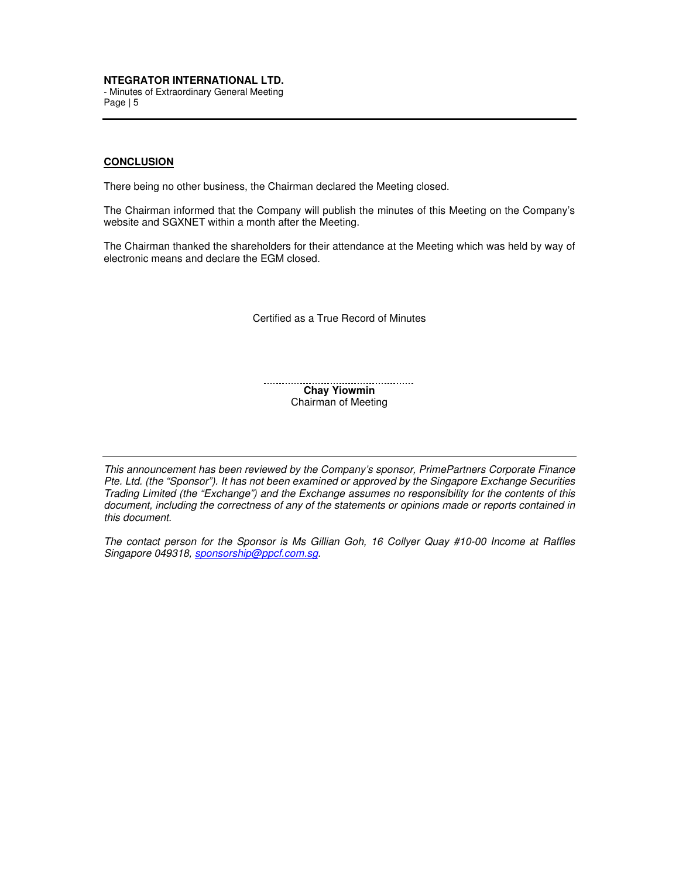**CONCLUSION**

There being no other business, the Chairman declared the Meeting closed.

The Chairman informed that the Company will publish the minutes of this Meeting on the Company's website and SGXNET within a month after the Meeting.

The Chairman thanked the shareholders for their attendance at the Meeting which was held by way of electronic means and declare the EGM closed.

Certified as a True Record of Minutes

.....................................................

**Chay Yiowmin**
Chairman of Meeting

---

*This announcement has been reviewed by the Company's sponsor, PrimePartners Corporate Finance Pte. Ltd. (the "Sponsor"). It has not been examined or approved by the Singapore Exchange Securities Trading Limited (the "Exchange") and the Exchange assumes no responsibility for the contents of this document, including the correctness of any of the statements or opinions made or reports contained in this document.*

*The contact person for the Sponsor is Ms Gillian Goh, 16 Collyer Quay #10-00 Income at Raffles Singapore 049318, sponsorship@ppcf.com.sg.*